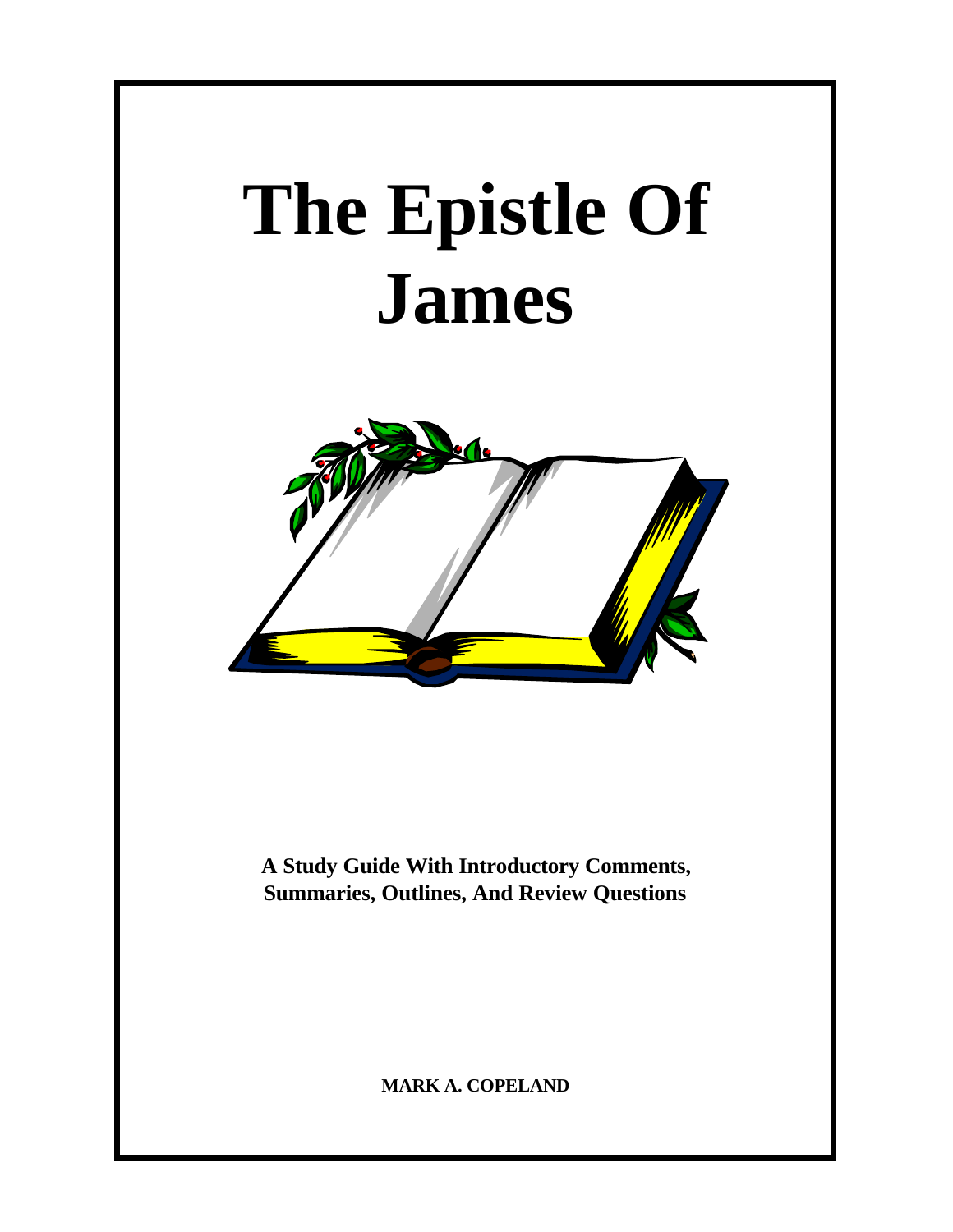# The Epistle Of James

**A Study Guide With Introductory Comments, Summaries, Outlines, And Review Questions**

**MARK A. COPELAND**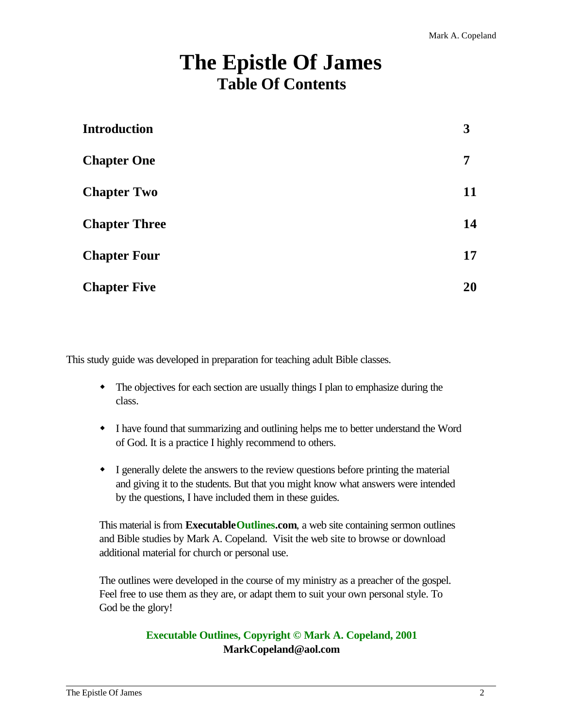# The Epistle Of James
## Table Of Contents

| | |
|---|---|
| **Introduction** | **3** |
| **Chapter One** | **7** |
| **Chapter Two** | **11** |
| **Chapter Three** | **14** |
| **Chapter Four** | **17** |
| **Chapter Five** | **20** |

This study guide was developed in preparation for teaching adult Bible classes.

- The objectives for each section are usually things I plan to emphasize during the class.
- I have found that summarizing and outlining helps me to better understand the Word of God. It is a practice I highly recommend to others.
- I generally delete the answers to the review questions before printing the material and giving it to the students. But that you might know what answers were intended by the questions, I have included them in these guides.

This material is from **ExecutableOutlines.com**, a web site containing sermon outlines and Bible studies by Mark A. Copeland. Visit the web site to browse or download additional material for church or personal use.

The outlines were developed in the course of my ministry as a preacher of the gospel. Feel free to use them as they are, or adapt them to suit your own personal style. To God be the glory!

**Executable Outlines, Copyright © Mark A. Copeland, 2001**
**MarkCopeland@aol.com**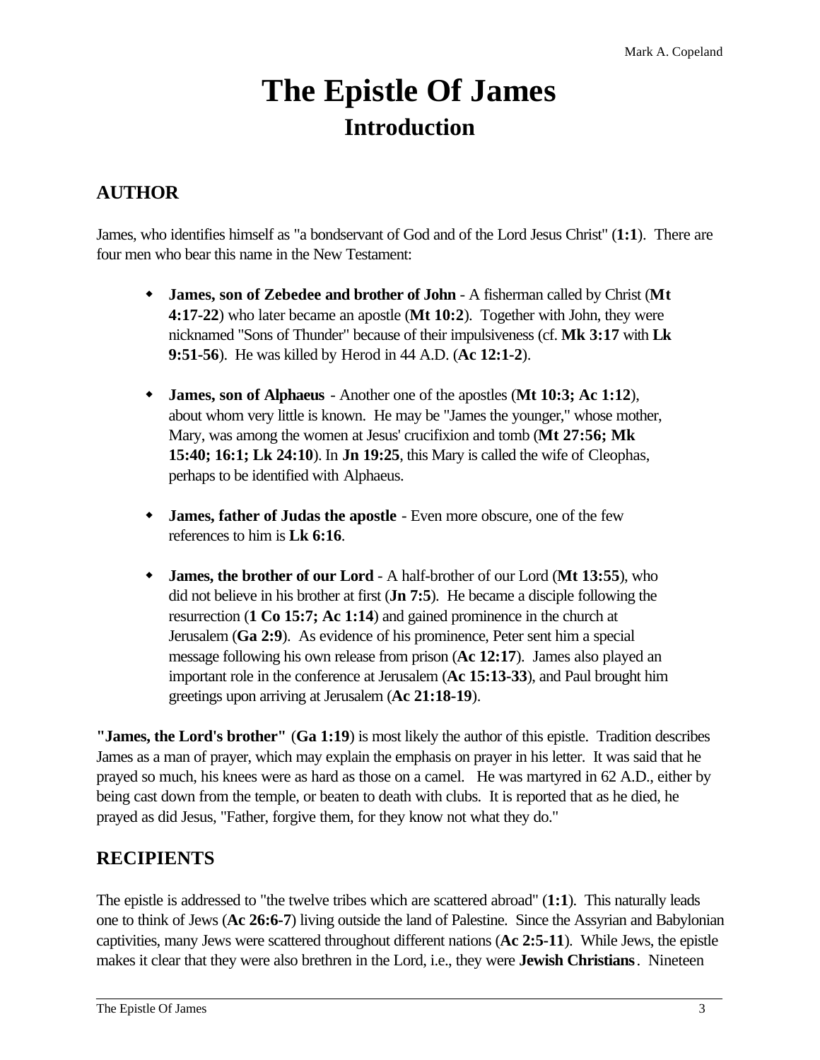# The Epistle Of James
## Introduction

### AUTHOR

James, who identifies himself as "a bondservant of God and of the Lord Jesus Christ" (**1:1**). There are four men who bear this name in the New Testament:

- **James, son of Zebedee and brother of John** - A fisherman called by Christ (**Mt 4:17-22**) who later became an apostle (**Mt 10:2**). Together with John, they were nicknamed "Sons of Thunder" because of their impulsiveness (cf. **Mk 3:17** with **Lk 9:51-56**). He was killed by Herod in 44 A.D. (**Ac 12:1-2**).

- **James, son of Alphaeus** - Another one of the apostles (**Mt 10:3; Ac 1:12**), about whom very little is known. He may be "James the younger," whose mother, Mary, was among the women at Jesus' crucifixion and tomb (**Mt 27:56; Mk 15:40; 16:1; Lk 24:10**). In **Jn 19:25**, this Mary is called the wife of Cleophas, perhaps to be identified with Alphaeus.

- **James, father of Judas the apostle** - Even more obscure, one of the few references to him is **Lk 6:16**.

- **James, the brother of our Lord** - A half-brother of our Lord (**Mt 13:55**), who did not believe in his brother at first (**Jn 7:5**). He became a disciple following the resurrection (**1 Co 15:7; Ac 1:14**) and gained prominence in the church at Jerusalem (**Ga 2:9**). As evidence of his prominence, Peter sent him a special message following his own release from prison (**Ac 12:17**). James also played an important role in the conference at Jerusalem (**Ac 15:13-33**), and Paul brought him greetings upon arriving at Jerusalem (**Ac 21:18-19**).

**"James, the Lord's brother"** (**Ga 1:19**) is most likely the author of this epistle. Tradition describes James as a man of prayer, which may explain the emphasis on prayer in his letter. It was said that he prayed so much, his knees were as hard as those on a camel. He was martyred in 62 A.D., either by being cast down from the temple, or beaten to death with clubs. It is reported that as he died, he prayed as did Jesus, "Father, forgive them, for they know not what they do."

### RECIPIENTS

The epistle is addressed to "the twelve tribes which are scattered abroad" (**1:1**). This naturally leads one to think of Jews (**Ac 26:6-7**) living outside the land of Palestine. Since the Assyrian and Babylonian captivities, many Jews were scattered throughout different nations (**Ac 2:5-11**). While Jews, the epistle makes it clear that they were also brethren in the Lord, i.e., they were **Jewish Christians**. Nineteen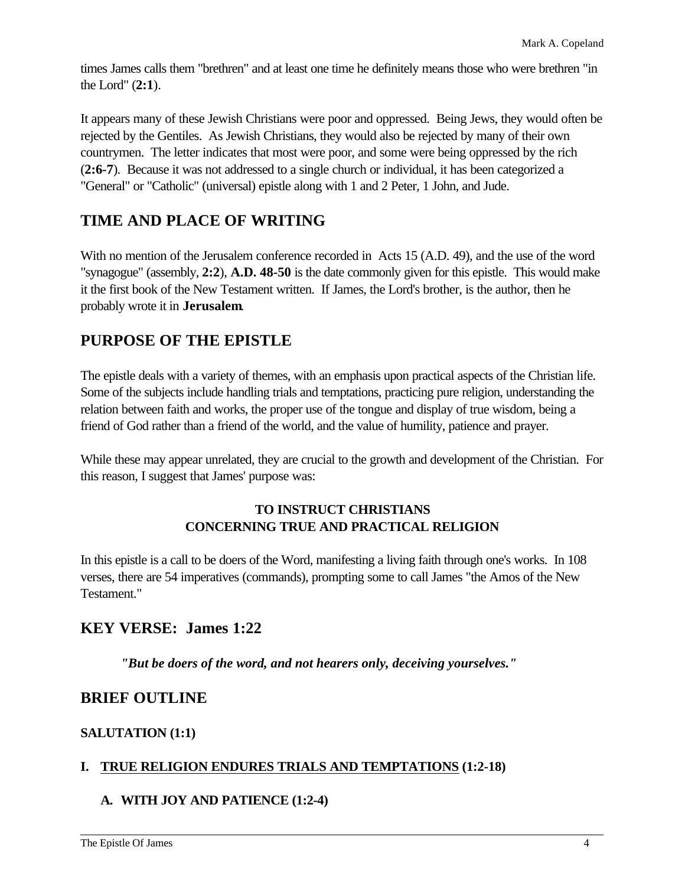times James calls them "brethren" and at least one time he definitely means those who were brethren "in the Lord" (**2:1**).

It appears many of these Jewish Christians were poor and oppressed. Being Jews, they would often be rejected by the Gentiles. As Jewish Christians, they would also be rejected by many of their own countrymen. The letter indicates that most were poor, and some were being oppressed by the rich (**2:6-7**). Because it was not addressed to a single church or individual, it has been categorized a "General" or "Catholic" (universal) epistle along with 1 and 2 Peter, 1 John, and Jude.

## TIME AND PLACE OF WRITING

With no mention of the Jerusalem conference recorded in Acts 15 (A.D. 49), and the use of the word "synagogue" (assembly, **2:2**), **A.D. 48-50** is the date commonly given for this epistle. This would make it the first book of the New Testament written. If James, the Lord's brother, is the author, then he probably wrote it in **Jerusalem**.

## PURPOSE OF THE EPISTLE

The epistle deals with a variety of themes, with an emphasis upon practical aspects of the Christian life. Some of the subjects include handling trials and temptations, practicing pure religion, understanding the relation between faith and works, the proper use of the tongue and display of true wisdom, being a friend of God rather than a friend of the world, and the value of humility, patience and prayer.

While these may appear unrelated, they are crucial to the growth and development of the Christian. For this reason, I suggest that James' purpose was:

**TO INSTRUCT CHRISTIANS
CONCERNING TRUE AND PRACTICAL RELIGION**

In this epistle is a call to be doers of the Word, manifesting a living faith through one's works. In 108 verses, there are 54 imperatives (commands), prompting some to call James "the Amos of the New Testament."

## KEY VERSE: James 1:22

> ***"But be doers of the word, and not hearers only, deceiving yourselves."***

## BRIEF OUTLINE

**SALUTATION (1:1)**

**I. <u>TRUE RELIGION ENDURES TRIALS AND TEMPTATIONS</u> (1:2-18)**

**A. WITH JOY AND PATIENCE (1:2-4)**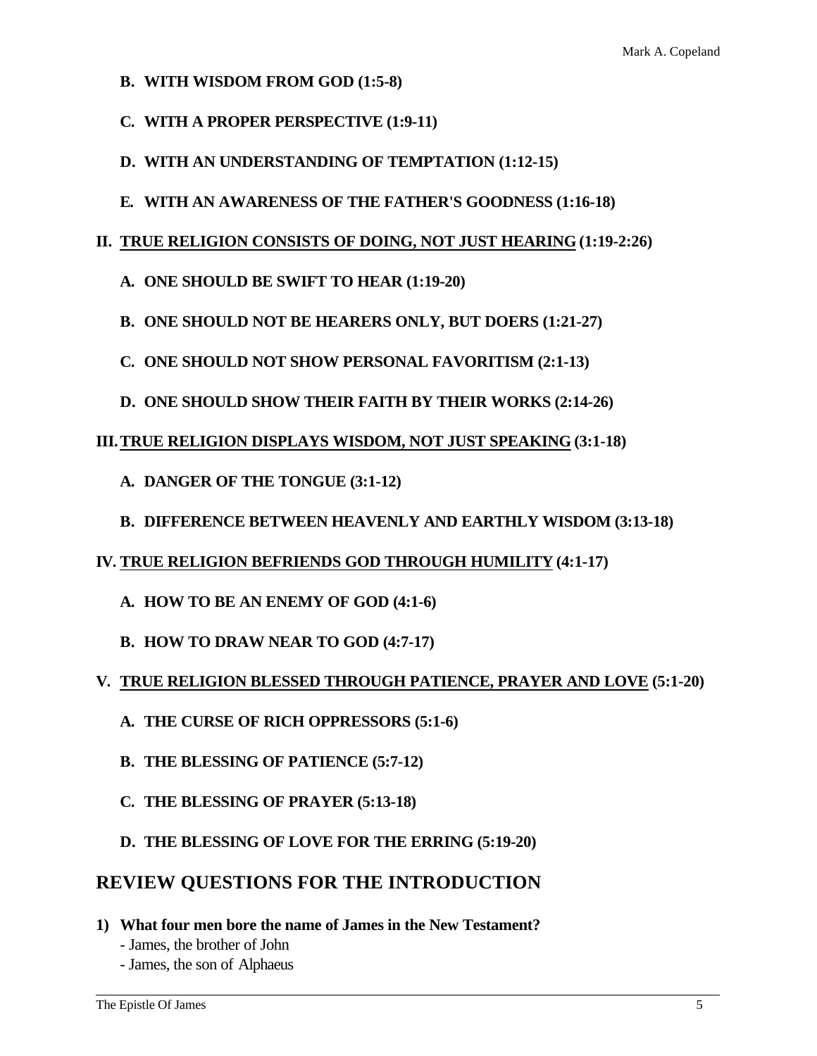**B. WITH WISDOM FROM GOD (1:5-8)**

**C. WITH A PROPER PERSPECTIVE (1:9-11)**

**D. WITH AN UNDERSTANDING OF TEMPTATION (1:12-15)**

**E. WITH AN AWARENESS OF THE FATHER'S GOODNESS (1:16-18)**

**II. <u>TRUE RELIGION CONSISTS OF DOING, NOT JUST HEARING</u> (1:19-2:26)**

**A. ONE SHOULD BE SWIFT TO HEAR (1:19-20)**

**B. ONE SHOULD NOT BE HEARERS ONLY, BUT DOERS (1:21-27)**

**C. ONE SHOULD NOT SHOW PERSONAL FAVORITISM (2:1-13)**

**D. ONE SHOULD SHOW THEIR FAITH BY THEIR WORKS (2:14-26)**

**III. <u>TRUE RELIGION DISPLAYS WISDOM, NOT JUST SPEAKING</u> (3:1-18)**

**A. DANGER OF THE TONGUE (3:1-12)**

**B. DIFFERENCE BETWEEN HEAVENLY AND EARTHLY WISDOM (3:13-18)**

**IV. <u>TRUE RELIGION BEFRIENDS GOD THROUGH HUMILITY</u> (4:1-17)**

**A. HOW TO BE AN ENEMY OF GOD (4:1-6)**

**B. HOW TO DRAW NEAR TO GOD (4:7-17)**

**V. <u>TRUE RELIGION BLESSED THROUGH PATIENCE, PRAYER AND LOVE</u> (5:1-20)**

**A. THE CURSE OF RICH OPPRESSORS (5:1-6)**

**B. THE BLESSING OF PATIENCE (5:7-12)**

**C. THE BLESSING OF PRAYER (5:13-18)**

**D. THE BLESSING OF LOVE FOR THE ERRING (5:19-20)**

## REVIEW QUESTIONS FOR THE INTRODUCTION

**1) What four men bore the name of James in the New Testament?**

- James, the brother of John
- James, the son of Alphaeus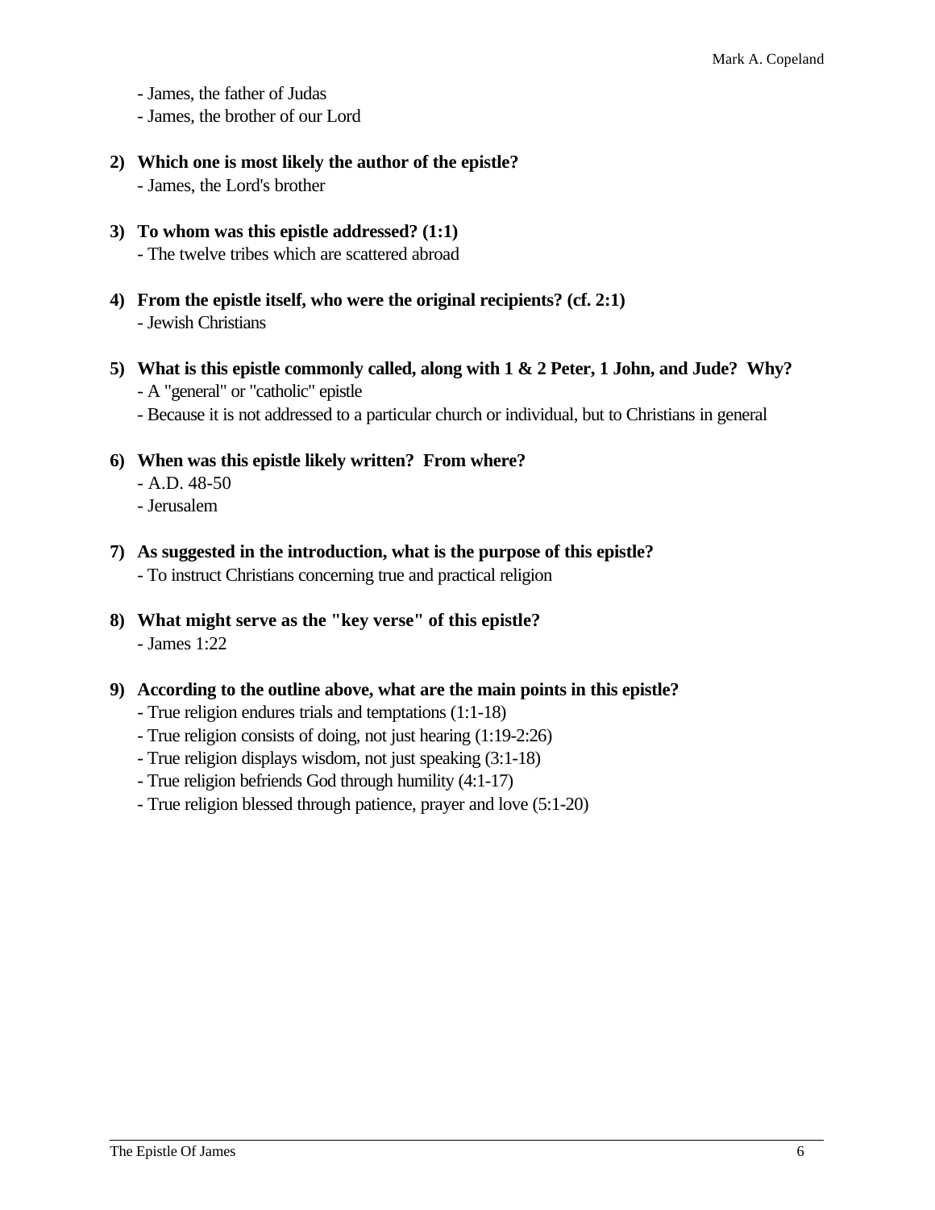- James, the father of Judas
- James, the brother of our Lord

**2) Which one is most likely the author of the epistle?**
- James, the Lord's brother

**3) To whom was this epistle addressed? (1:1)**
- The twelve tribes which are scattered abroad

**4) From the epistle itself, who were the original recipients? (cf. 2:1)**
- Jewish Christians

**5) What is this epistle commonly called, along with 1 & 2 Peter, 1 John, and Jude? Why?**
- A "general" or "catholic" epistle
- Because it is not addressed to a particular church or individual, but to Christians in general

**6) When was this epistle likely written? From where?**
- A.D. 48-50
- Jerusalem

**7) As suggested in the introduction, what is the purpose of this epistle?**
- To instruct Christians concerning true and practical religion

**8) What might serve as the "key verse" of this epistle?**
- James 1:22

**9) According to the outline above, what are the main points in this epistle?**
- True religion endures trials and temptations (1:1-18)
- True religion consists of doing, not just hearing (1:19-2:26)
- True religion displays wisdom, not just speaking (3:1-18)
- True religion befriends God through humility (4:1-17)
- True religion blessed through patience, prayer and love (5:1-20)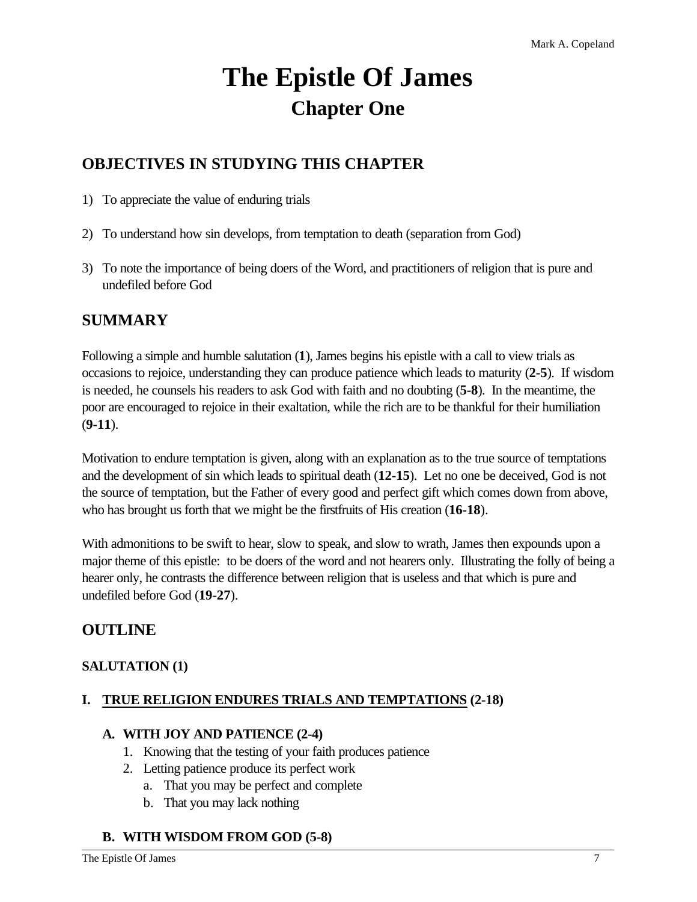# The Epistle Of James
## Chapter One

## OBJECTIVES IN STUDYING THIS CHAPTER

1) To appreciate the value of enduring trials
2) To understand how sin develops, from temptation to death (separation from God)
3) To note the importance of being doers of the Word, and practitioners of religion that is pure and undefiled before God

## SUMMARY

Following a simple and humble salutation (**1**), James begins his epistle with a call to view trials as occasions to rejoice, understanding they can produce patience which leads to maturity (**2-5**). If wisdom is needed, he counsels his readers to ask God with faith and no doubting (**5-8**). In the meantime, the poor are encouraged to rejoice in their exaltation, while the rich are to be thankful for their humiliation (**9-11**).

Motivation to endure temptation is given, along with an explanation as to the true source of temptations and the development of sin which leads to spiritual death (**12-15**). Let no one be deceived, God is not the source of temptation, but the Father of every good and perfect gift which comes down from above, who has brought us forth that we might be the firstfruits of His creation (**16-18**).

With admonitions to be swift to hear, slow to speak, and slow to wrath, James then expounds upon a major theme of this epistle: to be doers of the word and not hearers only. Illustrating the folly of being a hearer only, he contrasts the difference between religion that is useless and that which is pure and undefiled before God (**19-27**).

## OUTLINE

### SALUTATION (1)

### I. <u>TRUE RELIGION ENDURES TRIALS AND TEMPTATIONS</u> (2-18)

#### A. WITH JOY AND PATIENCE (2-4)

1. Knowing that the testing of your faith produces patience
2. Letting patience produce its perfect work
   a. That you may be perfect and complete
   b. That you may lack nothing

#### B. WITH WISDOM FROM GOD (5-8)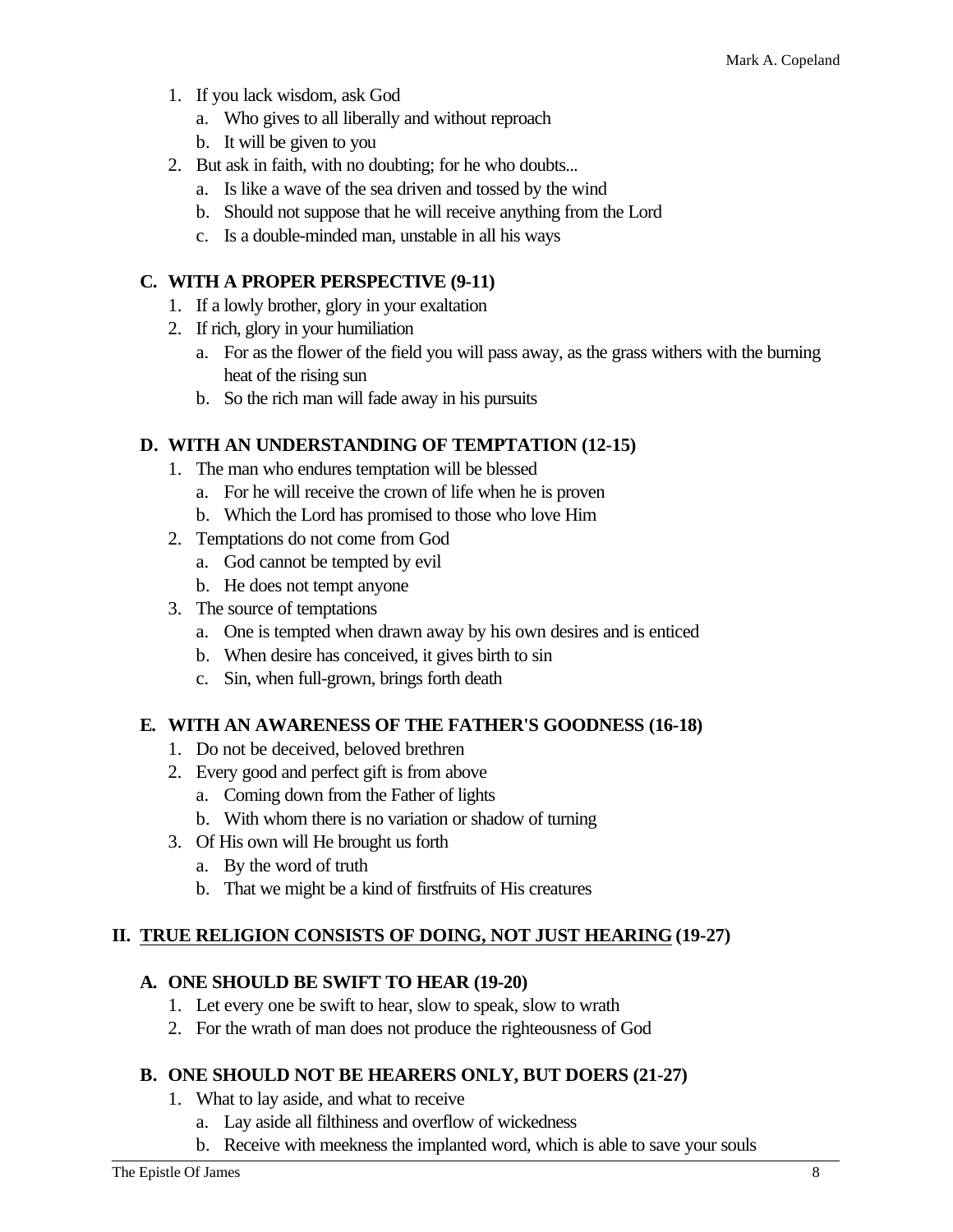1. If you lack wisdom, ask God
   a. Who gives to all liberally and without reproach
   b. It will be given to you
2. But ask in faith, with no doubting; for he who doubts...
   a. Is like a wave of the sea driven and tossed by the wind
   b. Should not suppose that he will receive anything from the Lord
   c. Is a double-minded man, unstable in all his ways

### C. WITH A PROPER PERSPECTIVE (9-11)

1. If a lowly brother, glory in your exaltation
2. If rich, glory in your humiliation
   a. For as the flower of the field you will pass away, as the grass withers with the burning heat of the rising sun
   b. So the rich man will fade away in his pursuits

### D. WITH AN UNDERSTANDING OF TEMPTATION (12-15)

1. The man who endures temptation will be blessed
   a. For he will receive the crown of life when he is proven
   b. Which the Lord has promised to those who love Him
2. Temptations do not come from God
   a. God cannot be tempted by evil
   b. He does not tempt anyone
3. The source of temptations
   a. One is tempted when drawn away by his own desires and is enticed
   b. When desire has conceived, it gives birth to sin
   c. Sin, when full-grown, brings forth death

### E. WITH AN AWARENESS OF THE FATHER'S GOODNESS (16-18)

1. Do not be deceived, beloved brethren
2. Every good and perfect gift is from above
   a. Coming down from the Father of lights
   b. With whom there is no variation or shadow of turning
3. Of His own will He brought us forth
   a. By the word of truth
   b. That we might be a kind of firstfruits of His creatures

## II. <u>TRUE RELIGION CONSISTS OF DOING, NOT JUST HEARING</u> (19-27)

### A. ONE SHOULD BE SWIFT TO HEAR (19-20)

1. Let every one be swift to hear, slow to speak, slow to wrath
2. For the wrath of man does not produce the righteousness of God

### B. ONE SHOULD NOT BE HEARERS ONLY, BUT DOERS (21-27)

1. What to lay aside, and what to receive
   a. Lay aside all filthiness and overflow of wickedness
   b. Receive with meekness the implanted word, which is able to save your souls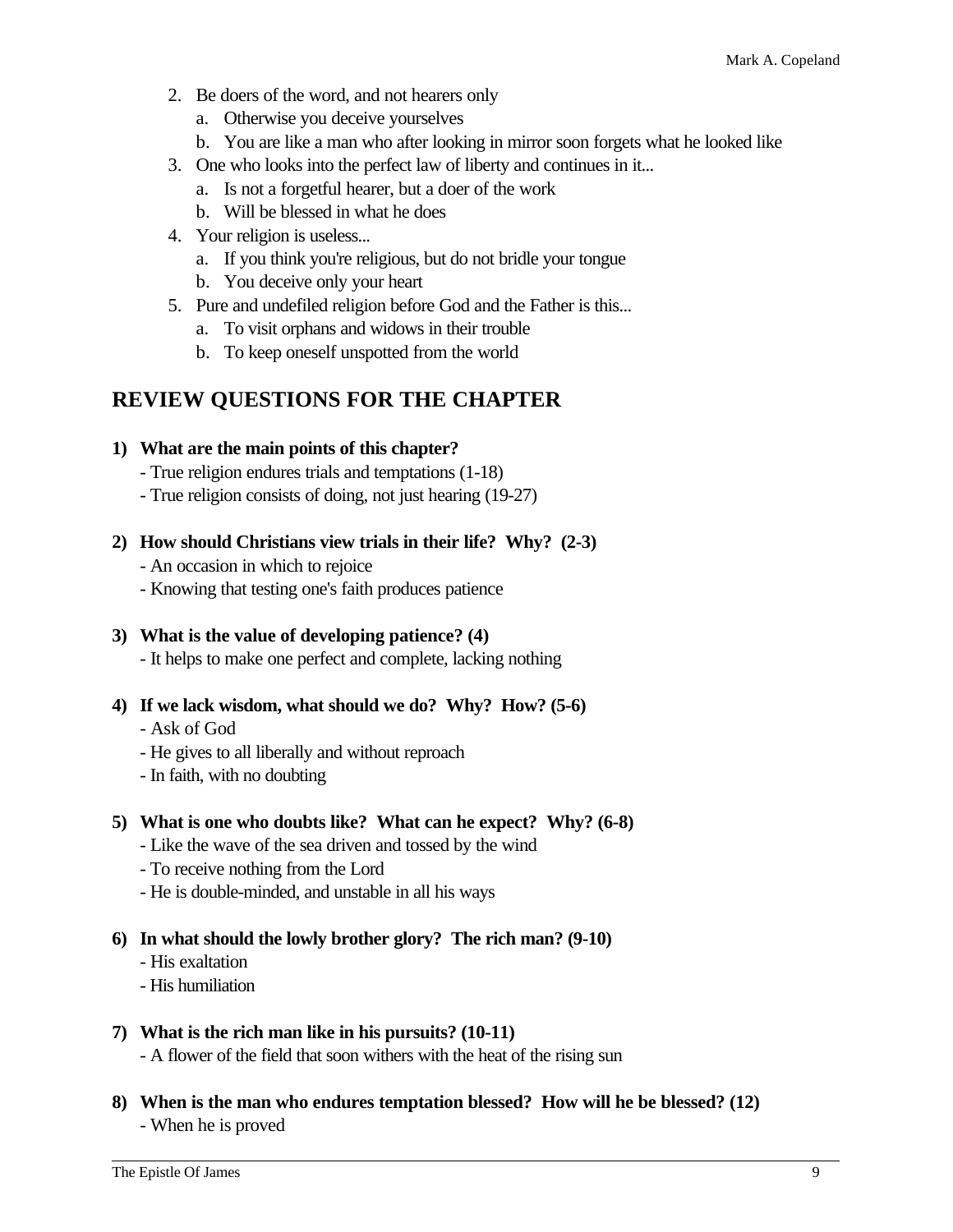2. Be doers of the word, and not hearers only
    a. Otherwise you deceive yourselves
    b. You are like a man who after looking in mirror soon forgets what he looked like
3. One who looks into the perfect law of liberty and continues in it...
    a. Is not a forgetful hearer, but a doer of the work
    b. Will be blessed in what he does
4. Your religion is useless...
    a. If you think you're religious, but do not bridle your tongue
    b. You deceive only your heart
5. Pure and undefiled religion before God and the Father is this...
    a. To visit orphans and widows in their trouble
    b. To keep oneself unspotted from the world

## REVIEW QUESTIONS FOR THE CHAPTER

**1) What are the main points of this chapter?**

- True religion endures trials and temptations (1-18)
- True religion consists of doing, not just hearing (19-27)

**2) How should Christians view trials in their life? Why? (2-3)**

- An occasion in which to rejoice
- Knowing that testing one's faith produces patience

**3) What is the value of developing patience? (4)**

- It helps to make one perfect and complete, lacking nothing

**4) If we lack wisdom, what should we do? Why? How? (5-6)**

- Ask of God
- He gives to all liberally and without reproach
- In faith, with no doubting

**5) What is one who doubts like? What can he expect? Why? (6-8)**

- Like the wave of the sea driven and tossed by the wind
- To receive nothing from the Lord
- He is double-minded, and unstable in all his ways

**6) In what should the lowly brother glory? The rich man? (9-10)**

- His exaltation
- His humiliation

**7) What is the rich man like in his pursuits? (10-11)**

- A flower of the field that soon withers with the heat of the rising sun

**8) When is the man who endures temptation blessed? How will he be blessed? (12)**

- When he is proved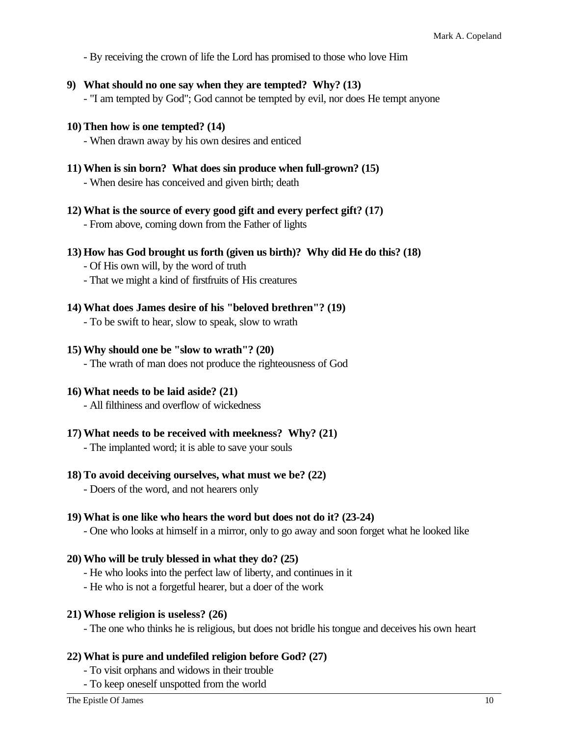- By receiving the crown of life the Lord has promised to those who love Him

**9) What should no one say when they are tempted? Why? (13)**

- "I am tempted by God"; God cannot be tempted by evil, nor does He tempt anyone

**10) Then how is one tempted? (14)**

- When drawn away by his own desires and enticed

**11) When is sin born? What does sin produce when full-grown? (15)**

- When desire has conceived and given birth; death

**12) What is the source of every good gift and every perfect gift? (17)**

- From above, coming down from the Father of lights

**13) How has God brought us forth (given us birth)? Why did He do this? (18)**

- Of His own will, by the word of truth
- That we might a kind of firstfruits of His creatures

**14) What does James desire of his "beloved brethren"? (19)**

- To be swift to hear, slow to speak, slow to wrath

**15) Why should one be "slow to wrath"? (20)**

- The wrath of man does not produce the righteousness of God

**16) What needs to be laid aside? (21)**

- All filthiness and overflow of wickedness

**17) What needs to be received with meekness? Why? (21)**

- The implanted word; it is able to save your souls

**18) To avoid deceiving ourselves, what must we be? (22)**

- Doers of the word, and not hearers only

**19) What is one like who hears the word but does not do it? (23-24)**

- One who looks at himself in a mirror, only to go away and soon forget what he looked like

**20) Who will be truly blessed in what they do? (25)**

- He who looks into the perfect law of liberty, and continues in it
- He who is not a forgetful hearer, but a doer of the work

**21) Whose religion is useless? (26)**

- The one who thinks he is religious, but does not bridle his tongue and deceives his own heart

**22) What is pure and undefiled religion before God? (27)**

- To visit orphans and widows in their trouble
- To keep oneself unspotted from the world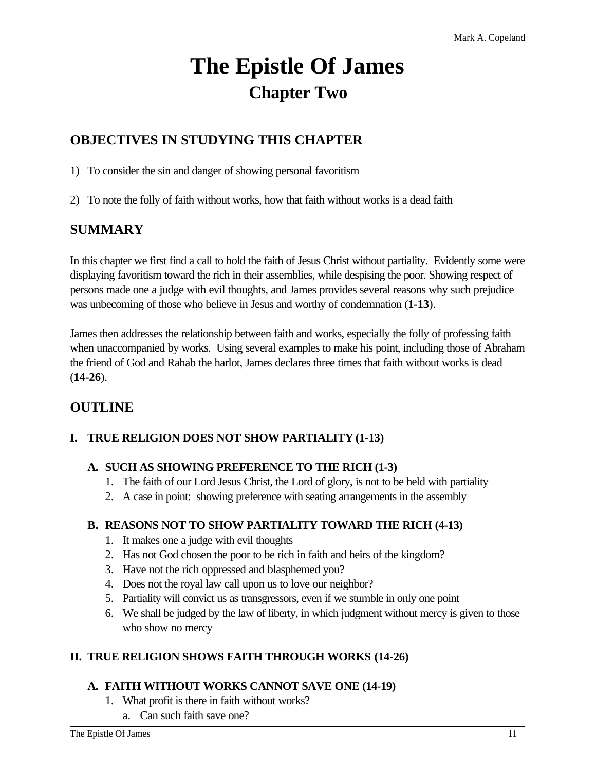# The Epistle Of James

## Chapter Two

### OBJECTIVES IN STUDYING THIS CHAPTER

1) To consider the sin and danger of showing personal favoritism

2) To note the folly of faith without works, how that faith without works is a dead faith

### SUMMARY

In this chapter we first find a call to hold the faith of Jesus Christ without partiality. Evidently some were displaying favoritism toward the rich in their assemblies, while despising the poor. Showing respect of persons made one a judge with evil thoughts, and James provides several reasons why such prejudice was unbecoming of those who believe in Jesus and worthy of condemnation (**1-13**).

James then addresses the relationship between faith and works, especially the folly of professing faith when unaccompanied by works. Using several examples to make his point, including those of Abraham the friend of God and Rahab the harlot, James declares three times that faith without works is dead (**14-26**).

### OUTLINE

**I. <u>TRUE RELIGION DOES NOT SHOW PARTIALITY</u> (1-13)**

**A. SUCH AS SHOWING PREFERENCE TO THE RICH (1-3)**

1. The faith of our Lord Jesus Christ, the Lord of glory, is not to be held with partiality
2. A case in point: showing preference with seating arrangements in the assembly

**B. REASONS NOT TO SHOW PARTIALITY TOWARD THE RICH (4-13)**

1. It makes one a judge with evil thoughts
2. Has not God chosen the poor to be rich in faith and heirs of the kingdom?
3. Have not the rich oppressed and blasphemed you?
4. Does not the royal law call upon us to love our neighbor?
5. Partiality will convict us as transgressors, even if we stumble in only one point
6. We shall be judged by the law of liberty, in which judgment without mercy is given to those who show no mercy

**II. <u>TRUE RELIGION SHOWS FAITH THROUGH WORKS</u> (14-26)**

**A. FAITH WITHOUT WORKS CANNOT SAVE ONE (14-19)**

1. What profit is there in faith without works?
   a. Can such faith save one?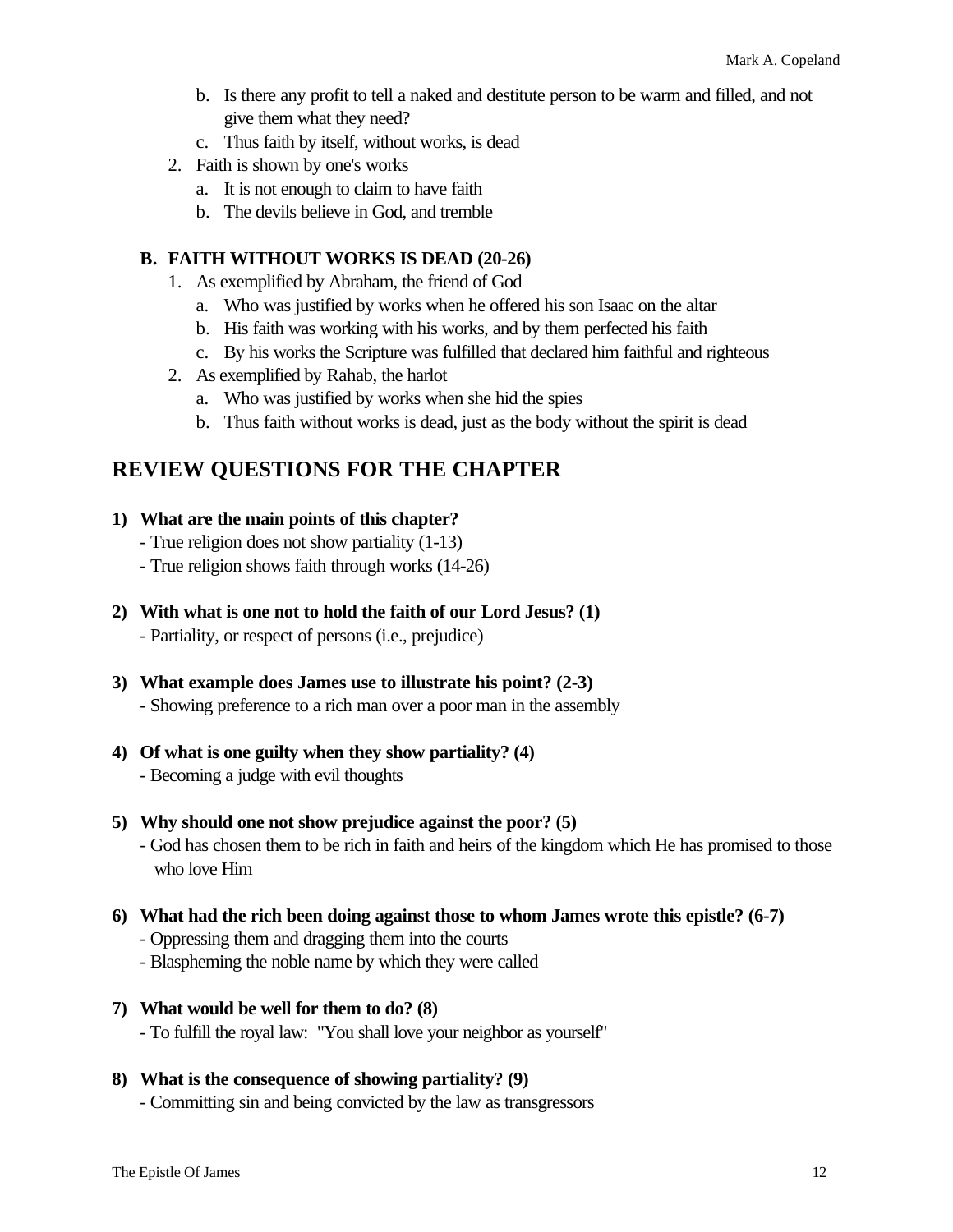b. Is there any profit to tell a naked and destitute person to be warm and filled, and not give them what they need?
   c. Thus faith by itself, without works, is dead
2. Faith is shown by one's works
   a. It is not enough to claim to have faith
   b. The devils believe in God, and tremble

### B. FAITH WITHOUT WORKS IS DEAD (20-26)

1. As exemplified by Abraham, the friend of God
   a. Who was justified by works when he offered his son Isaac on the altar
   b. His faith was working with his works, and by them perfected his faith
   c. By his works the Scripture was fulfilled that declared him faithful and righteous
2. As exemplified by Rahab, the harlot
   a. Who was justified by works when she hid the spies
   b. Thus faith without works is dead, just as the body without the spirit is dead

## REVIEW QUESTIONS FOR THE CHAPTER

**1) What are the main points of this chapter?**
- True religion does not show partiality (1-13)
- True religion shows faith through works (14-26)

**2) With what is one not to hold the faith of our Lord Jesus? (1)**
- Partiality, or respect of persons (i.e., prejudice)

**3) What example does James use to illustrate his point? (2-3)**
- Showing preference to a rich man over a poor man in the assembly

**4) Of what is one guilty when they show partiality? (4)**
- Becoming a judge with evil thoughts

**5) Why should one not show prejudice against the poor? (5)**
- God has chosen them to be rich in faith and heirs of the kingdom which He has promised to those who love Him

**6) What had the rich been doing against those to whom James wrote this epistle? (6-7)**
- Oppressing them and dragging them into the courts
- Blaspheming the noble name by which they were called

**7) What would be well for them to do? (8)**
- To fulfill the royal law: "You shall love your neighbor as yourself"

**8) What is the consequence of showing partiality? (9)**
- Committing sin and being convicted by the law as transgressors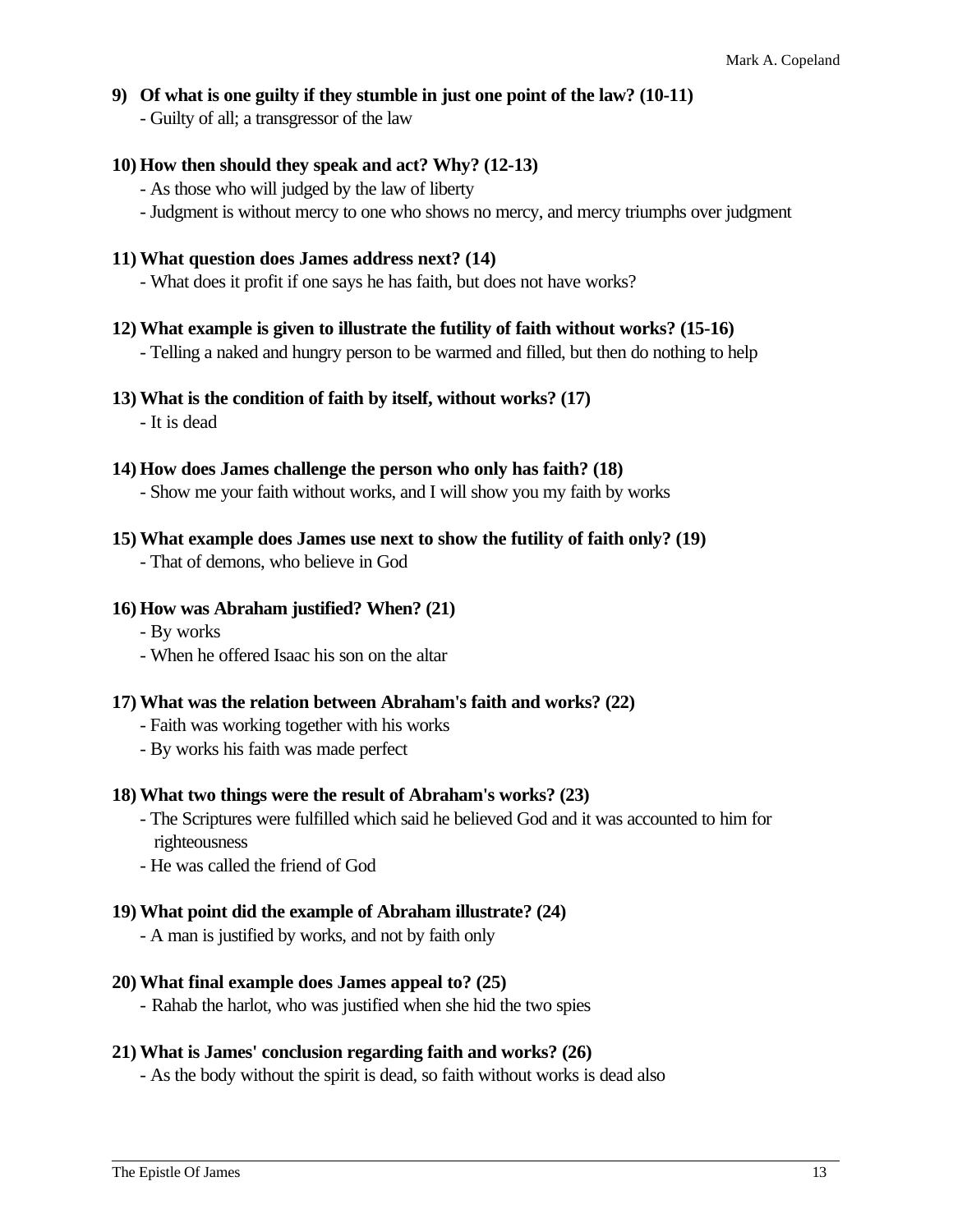**9) Of what is one guilty if they stumble in just one point of the law? (10-11)**

- Guilty of all; a transgressor of the law

**10) How then should they speak and act? Why? (12-13)**

- As those who will judged by the law of liberty
- Judgment is without mercy to one who shows no mercy, and mercy triumphs over judgment

**11) What question does James address next? (14)**

- What does it profit if one says he has faith, but does not have works?

**12) What example is given to illustrate the futility of faith without works? (15-16)**

- Telling a naked and hungry person to be warmed and filled, but then do nothing to help

**13) What is the condition of faith by itself, without works? (17)**

- It is dead

**14) How does James challenge the person who only has faith? (18)**

- Show me your faith without works, and I will show you my faith by works

**15) What example does James use next to show the futility of faith only? (19)**

- That of demons, who believe in God

**16) How was Abraham justified? When? (21)**

- By works
- When he offered Isaac his son on the altar

**17) What was the relation between Abraham's faith and works? (22)**

- Faith was working together with his works
- By works his faith was made perfect

**18) What two things were the result of Abraham's works? (23)**

- The Scriptures were fulfilled which said he believed God and it was accounted to him for righteousness
- He was called the friend of God

**19) What point did the example of Abraham illustrate? (24)**

- A man is justified by works, and not by faith only

**20) What final example does James appeal to? (25)**

- Rahab the harlot, who was justified when she hid the two spies

**21) What is James' conclusion regarding faith and works? (26)**

- As the body without the spirit is dead, so faith without works is dead also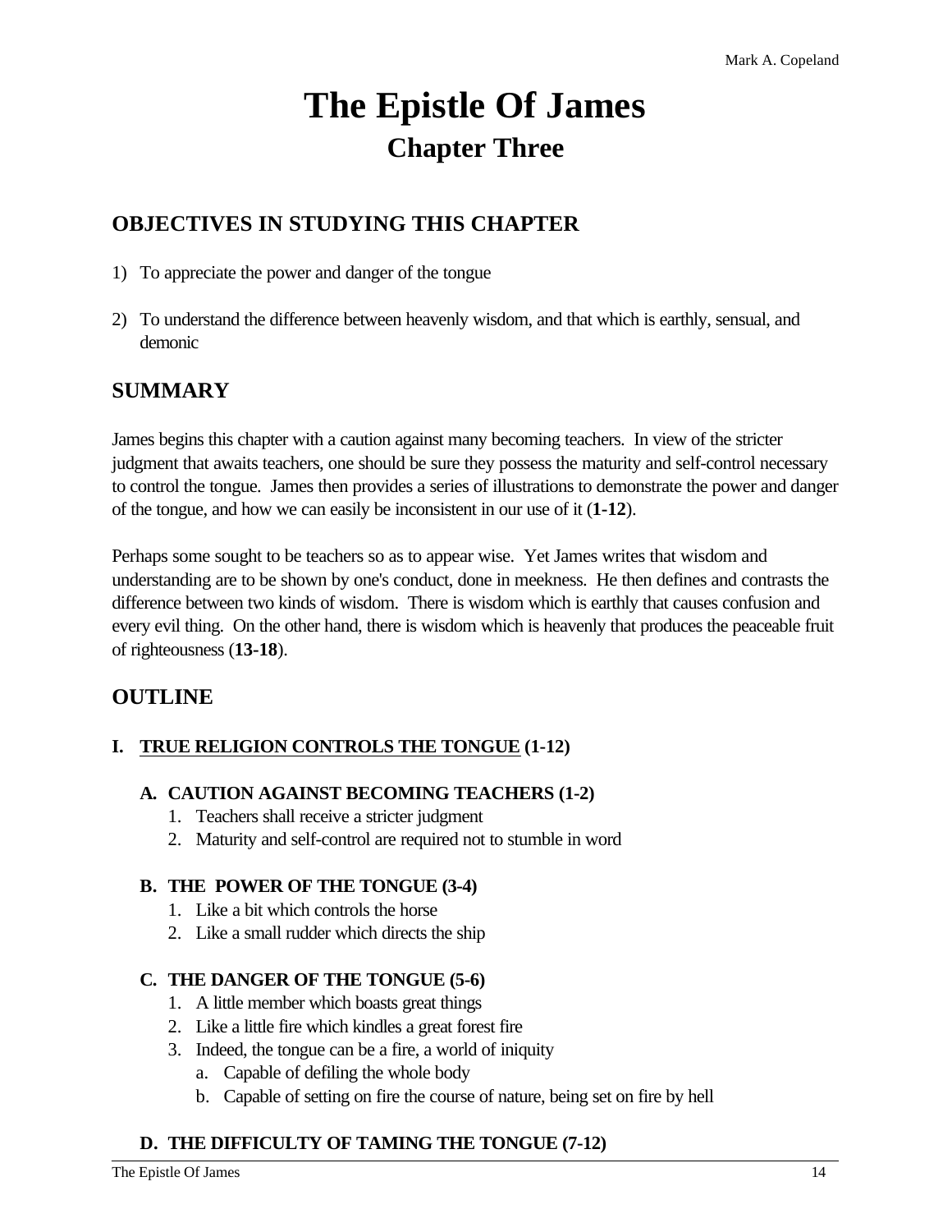# The Epistle Of James

## Chapter Three

### OBJECTIVES IN STUDYING THIS CHAPTER

1) To appreciate the power and danger of the tongue

2) To understand the difference between heavenly wisdom, and that which is earthly, sensual, and demonic

### SUMMARY

James begins this chapter with a caution against many becoming teachers. In view of the stricter judgment that awaits teachers, one should be sure they possess the maturity and self-control necessary to control the tongue. James then provides a series of illustrations to demonstrate the power and danger of the tongue, and how we can easily be inconsistent in our use of it (**1-12**).

Perhaps some sought to be teachers so as to appear wise. Yet James writes that wisdom and understanding are to be shown by one's conduct, done in meekness. He then defines and contrasts the difference between two kinds of wisdom. There is wisdom which is earthly that causes confusion and every evil thing. On the other hand, there is wisdom which is heavenly that produces the peaceable fruit of righteousness (**13-18**).

### OUTLINE

**I. <u>TRUE RELIGION CONTROLS THE TONGUE</u> (1-12)**

**A. CAUTION AGAINST BECOMING TEACHERS (1-2)**

1. Teachers shall receive a stricter judgment
2. Maturity and self-control are required not to stumble in word

**B. THE POWER OF THE TONGUE (3-4)**

1. Like a bit which controls the horse
2. Like a small rudder which directs the ship

**C. THE DANGER OF THE TONGUE (5-6)**

1. A little member which boasts great things
2. Like a little fire which kindles a great forest fire
3. Indeed, the tongue can be a fire, a world of iniquity
   a. Capable of defiling the whole body
   b. Capable of setting on fire the course of nature, being set on fire by hell

**D. THE DIFFICULTY OF TAMING THE TONGUE (7-12)**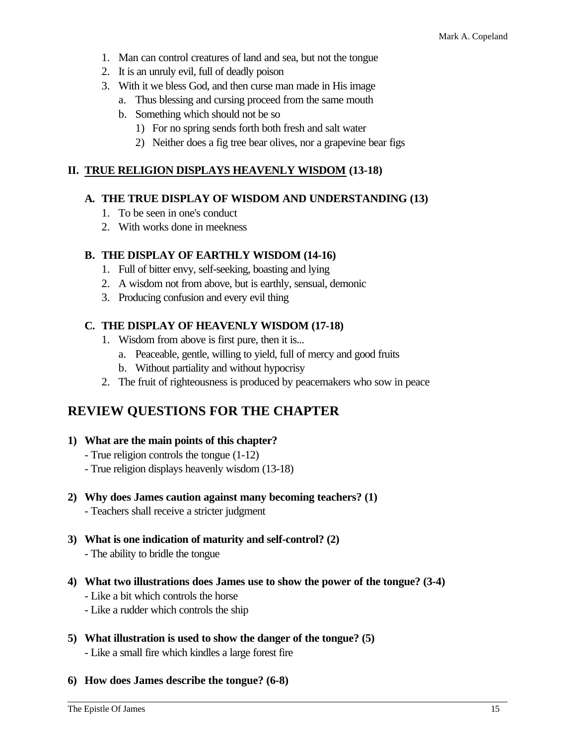1. Man can control creatures of land and sea, but not the tongue
2. It is an unruly evil, full of deadly poison
3. With it we bless God, and then curse man made in His image
   a. Thus blessing and cursing proceed from the same mouth
   b. Something which should not be so
      1) For no spring sends forth both fresh and salt water
      2) Neither does a fig tree bear olives, nor a grapevine bear figs

### II. <u>TRUE RELIGION DISPLAYS HEAVENLY WISDOM</u> (13-18)

#### A. THE TRUE DISPLAY OF WISDOM AND UNDERSTANDING (13)

1. To be seen in one's conduct
2. With works done in meekness

#### B. THE DISPLAY OF EARTHLY WISDOM (14-16)

1. Full of bitter envy, self-seeking, boasting and lying
2. A wisdom not from above, but is earthly, sensual, demonic
3. Producing confusion and every evil thing

#### C. THE DISPLAY OF HEAVENLY WISDOM (17-18)

1. Wisdom from above is first pure, then it is...
   a. Peaceable, gentle, willing to yield, full of mercy and good fruits
   b. Without partiality and without hypocrisy
2. The fruit of righteousness is produced by peacemakers who sow in peace

## REVIEW QUESTIONS FOR THE CHAPTER

**1) What are the main points of this chapter?**

- True religion controls the tongue (1-12)
- True religion displays heavenly wisdom (13-18)

**2) Why does James caution against many becoming teachers? (1)**

- Teachers shall receive a stricter judgment

**3) What is one indication of maturity and self-control? (2)**

- The ability to bridle the tongue

**4) What two illustrations does James use to show the power of the tongue? (3-4)**

- Like a bit which controls the horse
- Like a rudder which controls the ship

**5) What illustration is used to show the danger of the tongue? (5)**

- Like a small fire which kindles a large forest fire

**6) How does James describe the tongue? (6-8)**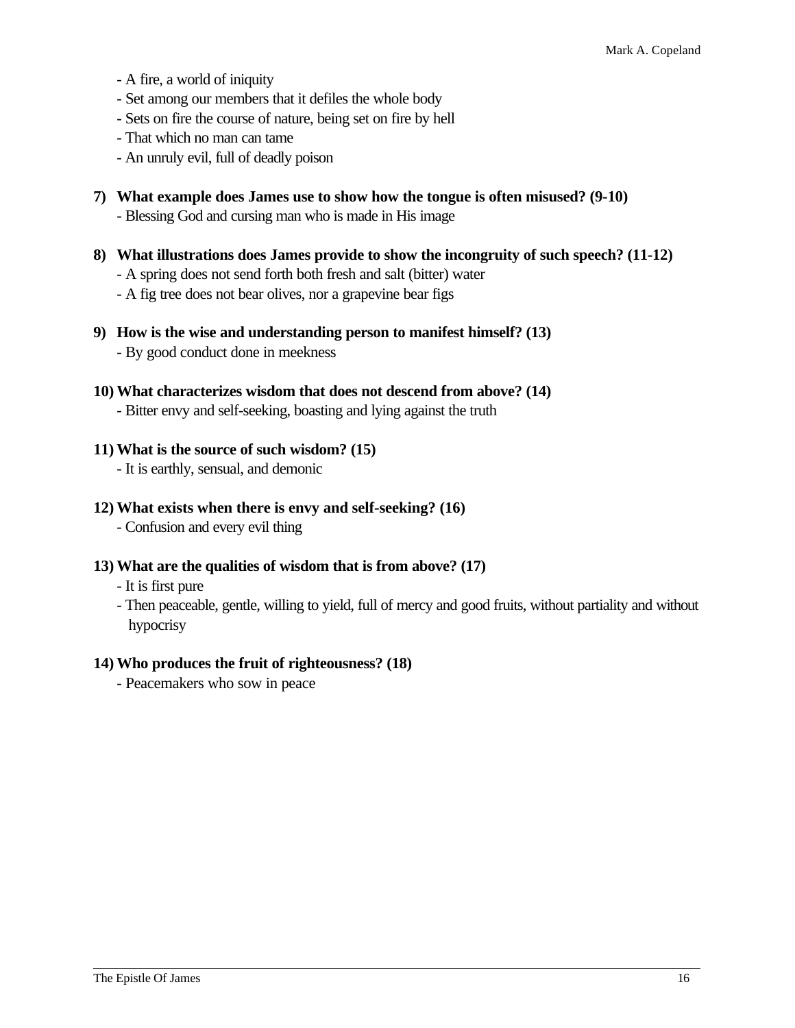- A fire, a world of iniquity
- Set among our members that it defiles the whole body
- Sets on fire the course of nature, being set on fire by hell
- That which no man can tame
- An unruly evil, full of deadly poison

**7) What example does James use to show how the tongue is often misused? (9-10)**

- Blessing God and cursing man who is made in His image

**8) What illustrations does James provide to show the incongruity of such speech? (11-12)**

- A spring does not send forth both fresh and salt (bitter) water
- A fig tree does not bear olives, nor a grapevine bear figs

**9) How is the wise and understanding person to manifest himself? (13)**

- By good conduct done in meekness

**10) What characterizes wisdom that does not descend from above? (14)**

- Bitter envy and self-seeking, boasting and lying against the truth

**11) What is the source of such wisdom? (15)**

- It is earthly, sensual, and demonic

**12) What exists when there is envy and self-seeking? (16)**

- Confusion and every evil thing

**13) What are the qualities of wisdom that is from above? (17)**

- It is first pure
- Then peaceable, gentle, willing to yield, full of mercy and good fruits, without partiality and without hypocrisy

**14) Who produces the fruit of righteousness? (18)**

- Peacemakers who sow in peace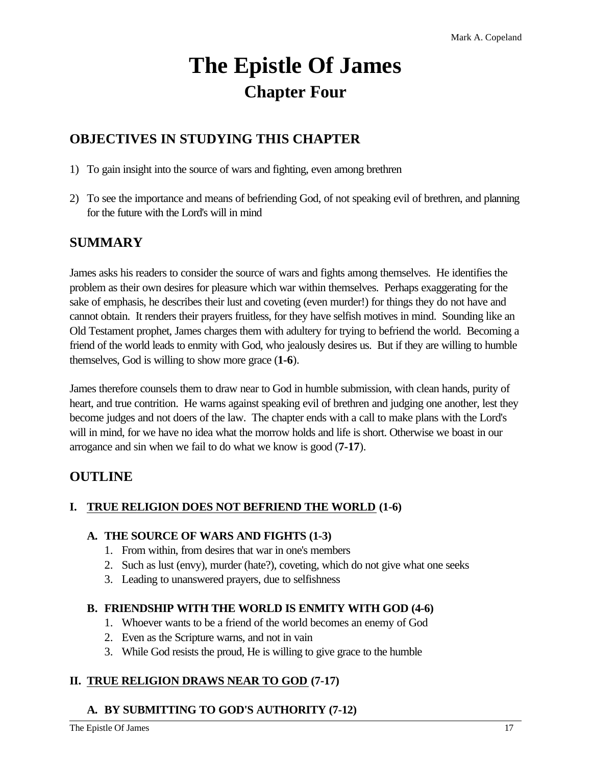# The Epistle Of James
## Chapter Four

## OBJECTIVES IN STUDYING THIS CHAPTER

1) To gain insight into the source of wars and fighting, even among brethren

2) To see the importance and means of befriending God, of not speaking evil of brethren, and planning for the future with the Lord's will in mind

## SUMMARY

James asks his readers to consider the source of wars and fights among themselves. He identifies the problem as their own desires for pleasure which war within themselves. Perhaps exaggerating for the sake of emphasis, he describes their lust and coveting (even murder!) for things they do not have and cannot obtain. It renders their prayers fruitless, for they have selfish motives in mind. Sounding like an Old Testament prophet, James charges them with adultery for trying to befriend the world. Becoming a friend of the world leads to enmity with God, who jealously desires us. But if they are willing to humble themselves, God is willing to show more grace (**1-6**).

James therefore counsels them to draw near to God in humble submission, with clean hands, purity of heart, and true contrition. He warns against speaking evil of brethren and judging one another, lest they become judges and not doers of the law. The chapter ends with a call to make plans with the Lord's will in mind, for we have no idea what the morrow holds and life is short. Otherwise we boast in our arrogance and sin when we fail to do what we know is good (**7-17**).

## OUTLINE

### I. TRUE RELIGION DOES NOT BEFRIEND THE WORLD (1-6)

#### A. THE SOURCE OF WARS AND FIGHTS (1-3)

1. From within, from desires that war in one's members
2. Such as lust (envy), murder (hate?), coveting, which do not give what one seeks
3. Leading to unanswered prayers, due to selfishness

#### B. FRIENDSHIP WITH THE WORLD IS ENMITY WITH GOD (4-6)

1. Whoever wants to be a friend of the world becomes an enemy of God
2. Even as the Scripture warns, and not in vain
3. While God resists the proud, He is willing to give grace to the humble

### II. TRUE RELIGION DRAWS NEAR TO GOD (7-17)

#### A. BY SUBMITTING TO GOD'S AUTHORITY (7-12)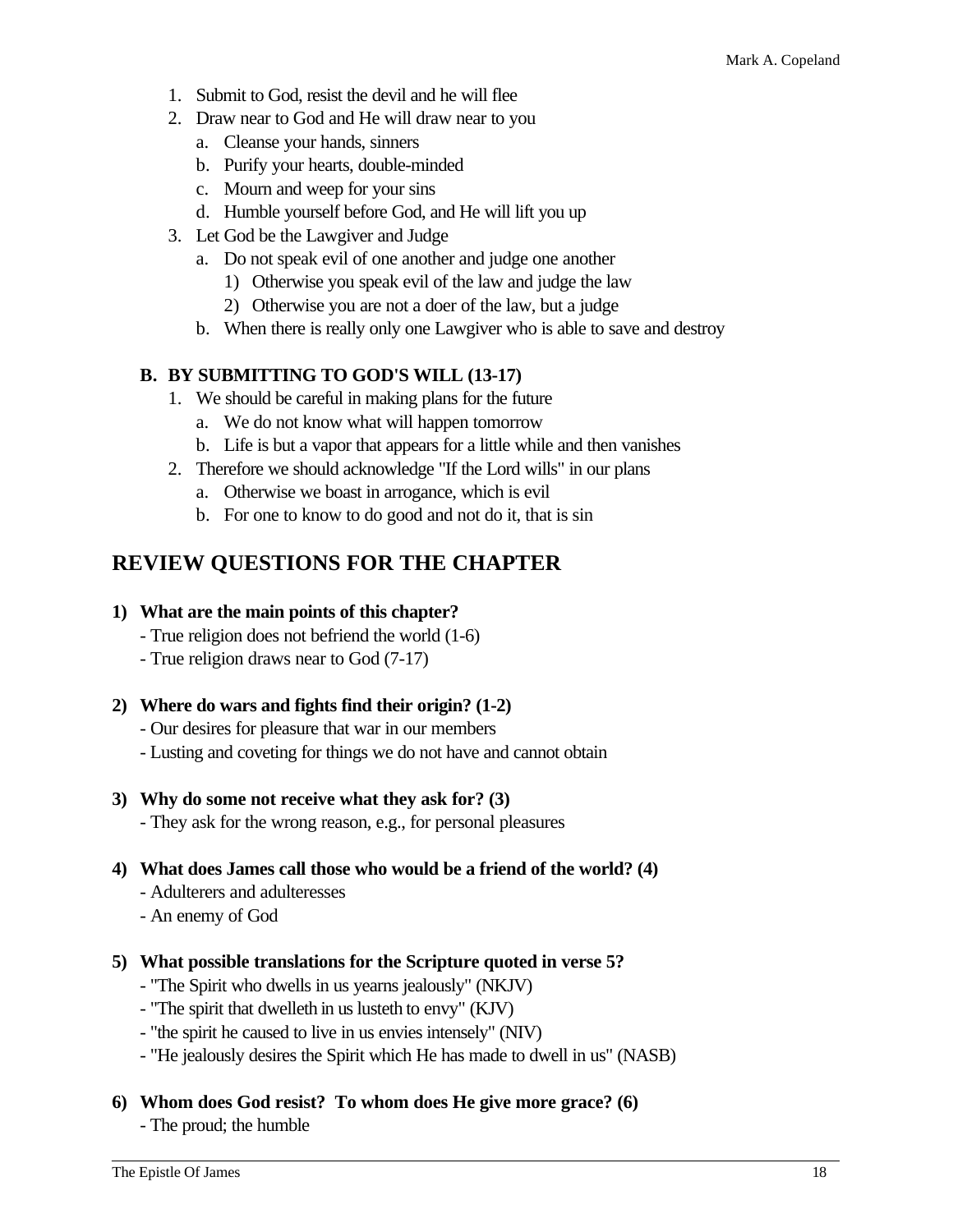1. Submit to God, resist the devil and he will flee
2. Draw near to God and He will draw near to you
   a. Cleanse your hands, sinners
   b. Purify your hearts, double-minded
   c. Mourn and weep for your sins
   d. Humble yourself before God, and He will lift you up
3. Let God be the Lawgiver and Judge
   a. Do not speak evil of one another and judge one another
      1) Otherwise you speak evil of the law and judge the law
      2) Otherwise you are not a doer of the law, but a judge
   b. When there is really only one Lawgiver who is able to save and destroy

### B. BY SUBMITTING TO GOD'S WILL (13-17)

1. We should be careful in making plans for the future
   a. We do not know what will happen tomorrow
   b. Life is but a vapor that appears for a little while and then vanishes
2. Therefore we should acknowledge "If the Lord wills" in our plans
   a. Otherwise we boast in arrogance, which is evil
   b. For one to know to do good and not do it, that is sin

## REVIEW QUESTIONS FOR THE CHAPTER

**1) What are the main points of this chapter?**

- True religion does not befriend the world (1-6)
- True religion draws near to God (7-17)

**2) Where do wars and fights find their origin? (1-2)**

- Our desires for pleasure that war in our members
- Lusting and coveting for things we do not have and cannot obtain

**3) Why do some not receive what they ask for? (3)**

- They ask for the wrong reason, e.g., for personal pleasures

**4) What does James call those who would be a friend of the world? (4)**

- Adulterers and adulteresses
- An enemy of God

**5) What possible translations for the Scripture quoted in verse 5?**

- "The Spirit who dwells in us yearns jealously" (NKJV)
- "The spirit that dwelleth in us lusteth to envy" (KJV)
- "the spirit he caused to live in us envies intensely" (NIV)
- "He jealously desires the Spirit which He has made to dwell in us" (NASB)

**6) Whom does God resist? To whom does He give more grace? (6)**

- The proud; the humble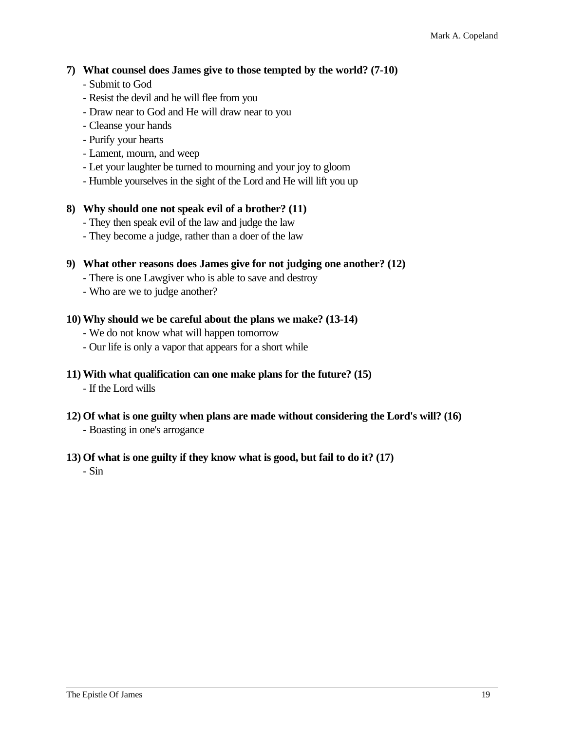**7) What counsel does James give to those tempted by the world? (7-10)**

- Submit to God
- Resist the devil and he will flee from you
- Draw near to God and He will draw near to you
- Cleanse your hands
- Purify your hearts
- Lament, mourn, and weep
- Let your laughter be turned to mourning and your joy to gloom
- Humble yourselves in the sight of the Lord and He will lift you up

**8) Why should one not speak evil of a brother? (11)**

- They then speak evil of the law and judge the law
- They become a judge, rather than a doer of the law

**9) What other reasons does James give for not judging one another? (12)**

- There is one Lawgiver who is able to save and destroy
- Who are we to judge another?

**10) Why should we be careful about the plans we make? (13-14)**

- We do not know what will happen tomorrow
- Our life is only a vapor that appears for a short while

**11) With what qualification can one make plans for the future? (15)**

- If the Lord wills

**12) Of what is one guilty when plans are made without considering the Lord's will? (16)**

- Boasting in one's arrogance

**13) Of what is one guilty if they know what is good, but fail to do it? (17)**

- Sin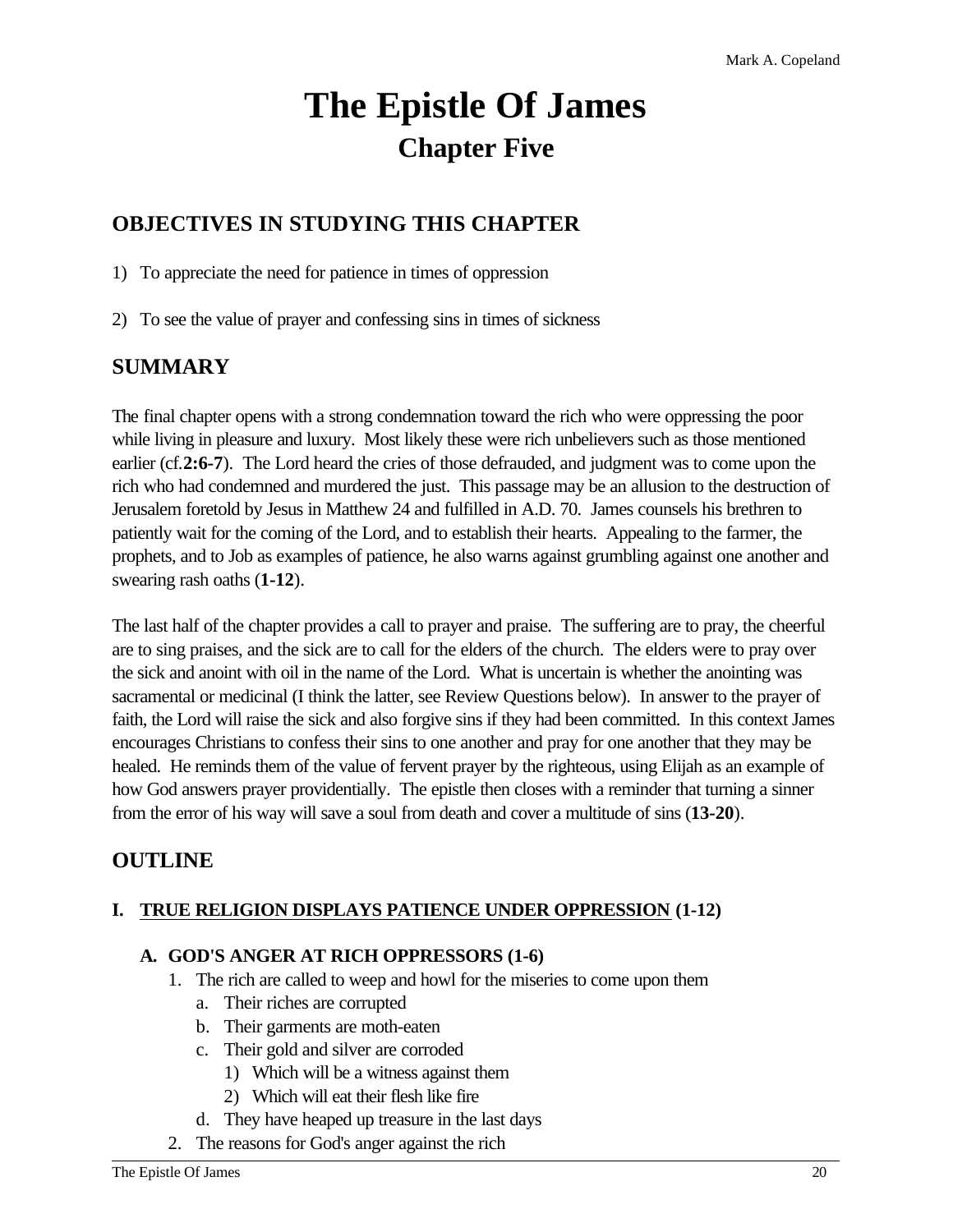# The Epistle Of James

## Chapter Five

### OBJECTIVES IN STUDYING THIS CHAPTER

1) To appreciate the need for patience in times of oppression

2) To see the value of prayer and confessing sins in times of sickness

### SUMMARY

The final chapter opens with a strong condemnation toward the rich who were oppressing the poor while living in pleasure and luxury. Most likely these were rich unbelievers such as those mentioned earlier (cf.**2:6-7**). The Lord heard the cries of those defrauded, and judgment was to come upon the rich who had condemned and murdered the just. This passage may be an allusion to the destruction of Jerusalem foretold by Jesus in Matthew 24 and fulfilled in A.D. 70. James counsels his brethren to patiently wait for the coming of the Lord, and to establish their hearts. Appealing to the farmer, the prophets, and to Job as examples of patience, he also warns against grumbling against one another and swearing rash oaths (**1-12**).

The last half of the chapter provides a call to prayer and praise. The suffering are to pray, the cheerful are to sing praises, and the sick are to call for the elders of the church. The elders were to pray over the sick and anoint with oil in the name of the Lord. What is uncertain is whether the anointing was sacramental or medicinal (I think the latter, see Review Questions below). In answer to the prayer of faith, the Lord will raise the sick and also forgive sins if they had been committed. In this context James encourages Christians to confess their sins to one another and pray for one another that they may be healed. He reminds them of the value of fervent prayer by the righteous, using Elijah as an example of how God answers prayer providentially. The epistle then closes with a reminder that turning a sinner from the error of his way will save a soul from death and cover a multitude of sins (**13-20**).

### OUTLINE

**I. <u>TRUE RELIGION DISPLAYS PATIENCE UNDER OPPRESSION</u> (1-12)**

**A. GOD'S ANGER AT RICH OPPRESSORS (1-6)**

1. The rich are called to weep and howl for the miseries to come upon them
   a. Their riches are corrupted
   b. Their garments are moth-eaten
   c. Their gold and silver are corroded
      1) Which will be a witness against them
      2) Which will eat their flesh like fire
   d. They have heaped up treasure in the last days
2. The reasons for God's anger against the rich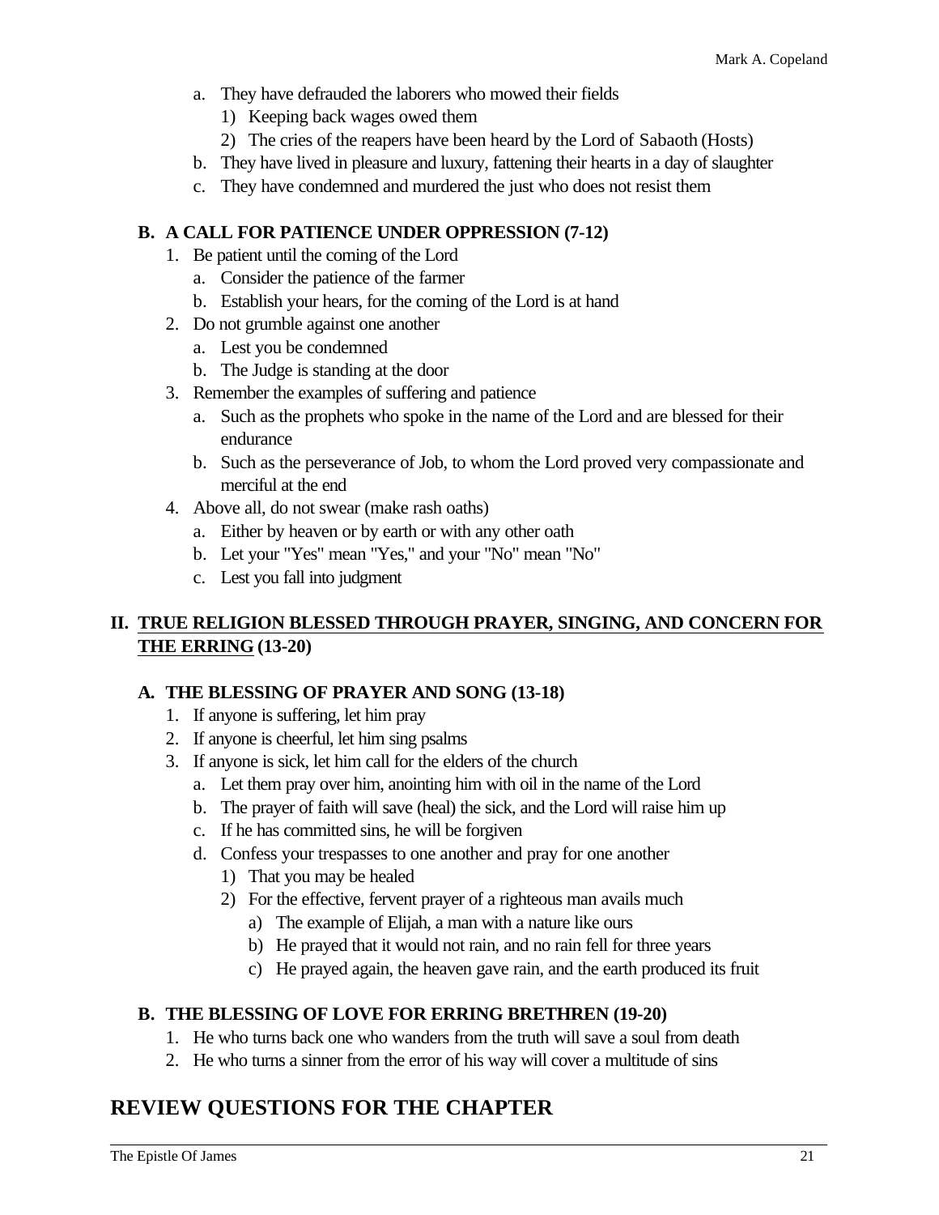a. They have defrauded the laborers who mowed their fields
      1) Keeping back wages owed them
      2) The cries of the reapers have been heard by the Lord of Sabaoth (Hosts)
   b. They have lived in pleasure and luxury, fattening their hearts in a day of slaughter
   c. They have condemned and murdered the just who does not resist them

### B. A CALL FOR PATIENCE UNDER OPPRESSION (7-12)

1. Be patient until the coming of the Lord
   a. Consider the patience of the farmer
   b. Establish your hears, for the coming of the Lord is at hand
2. Do not grumble against one another
   a. Lest you be condemned
   b. The Judge is standing at the door
3. Remember the examples of suffering and patience
   a. Such as the prophets who spoke in the name of the Lord and are blessed for their endurance
   b. Such as the perseverance of Job, to whom the Lord proved very compassionate and merciful at the end
4. Above all, do not swear (make rash oaths)
   a. Either by heaven or by earth or with any other oath
   b. Let your "Yes" mean "Yes," and your "No" mean "No"
   c. Lest you fall into judgment

## II. <u>TRUE RELIGION BLESSED THROUGH PRAYER, SINGING, AND CONCERN FOR THE ERRING</u> (13-20)

### A. THE BLESSING OF PRAYER AND SONG (13-18)

1. If anyone is suffering, let him pray
2. If anyone is cheerful, let him sing psalms
3. If anyone is sick, let him call for the elders of the church
   a. Let them pray over him, anointing him with oil in the name of the Lord
   b. The prayer of faith will save (heal) the sick, and the Lord will raise him up
   c. If he has committed sins, he will be forgiven
   d. Confess your trespasses to one another and pray for one another
      1) That you may be healed
      2) For the effective, fervent prayer of a righteous man avails much
         a) The example of Elijah, a man with a nature like ours
         b) He prayed that it would not rain, and no rain fell for three years
         c) He prayed again, the heaven gave rain, and the earth produced its fruit

### B. THE BLESSING OF LOVE FOR ERRING BRETHREN (19-20)

1. He who turns back one who wanders from the truth will save a soul from death
2. He who turns a sinner from the error of his way will cover a multitude of sins

# REVIEW QUESTIONS FOR THE CHAPTER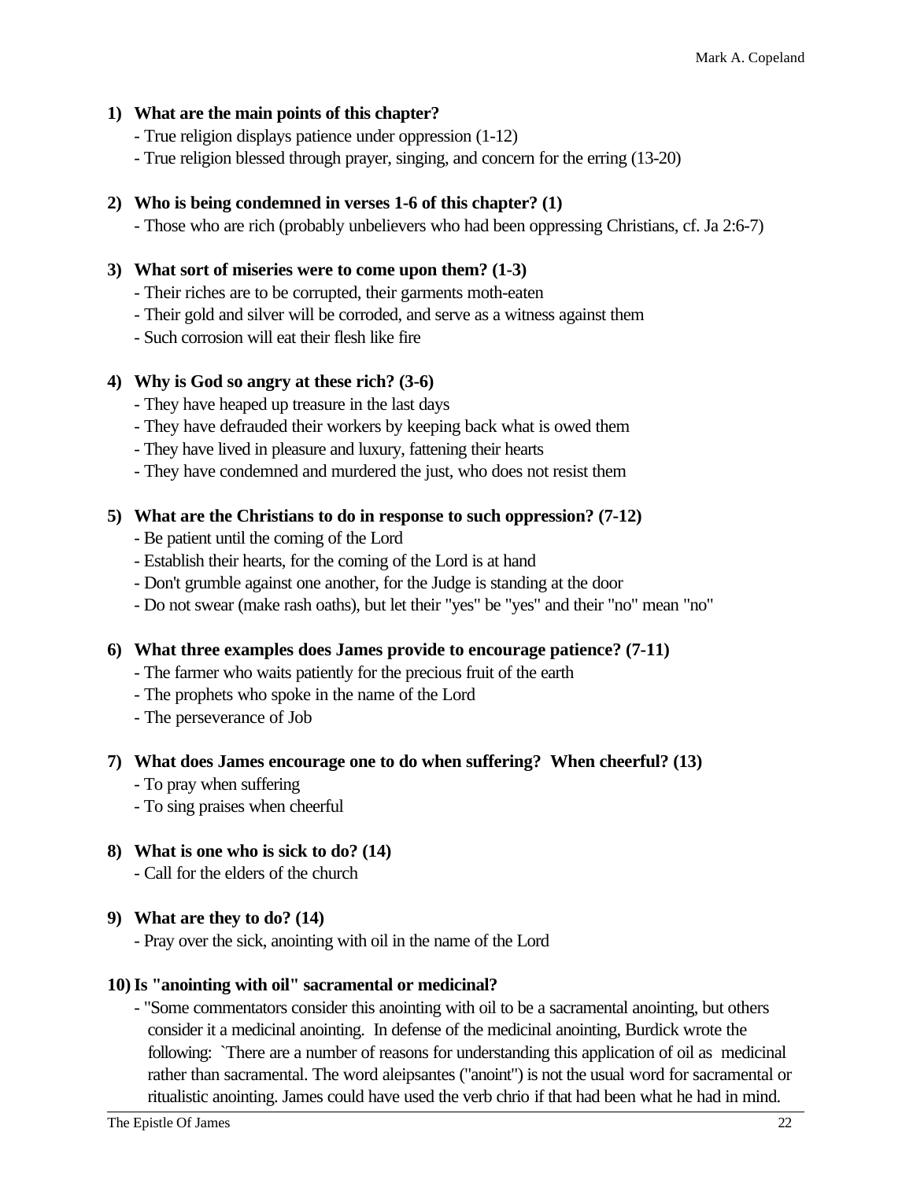1) **What are the main points of this chapter?**
   - True religion displays patience under oppression (1-12)
   - True religion blessed through prayer, singing, and concern for the erring (13-20)

2) **Who is being condemned in verses 1-6 of this chapter? (1)**
   - Those who are rich (probably unbelievers who had been oppressing Christians, cf. Ja 2:6-7)

3) **What sort of miseries were to come upon them? (1-3)**
   - Their riches are to be corrupted, their garments moth-eaten
   - Their gold and silver will be corroded, and serve as a witness against them
   - Such corrosion will eat their flesh like fire

4) **Why is God so angry at these rich? (3-6)**
   - They have heaped up treasure in the last days
   - They have defrauded their workers by keeping back what is owed them
   - They have lived in pleasure and luxury, fattening their hearts
   - They have condemned and murdered the just, who does not resist them

5) **What are the Christians to do in response to such oppression? (7-12)**
   - Be patient until the coming of the Lord
   - Establish their hearts, for the coming of the Lord is at hand
   - Don't grumble against one another, for the Judge is standing at the door
   - Do not swear (make rash oaths), but let their "yes" be "yes" and their "no" mean "no"

6) **What three examples does James provide to encourage patience? (7-11)**
   - The farmer who waits patiently for the precious fruit of the earth
   - The prophets who spoke in the name of the Lord
   - The perseverance of Job

7) **What does James encourage one to do when suffering? When cheerful? (13)**
   - To pray when suffering
   - To sing praises when cheerful

8) **What is one who is sick to do? (14)**
   - Call for the elders of the church

9) **What are they to do? (14)**
   - Pray over the sick, anointing with oil in the name of the Lord

10) **Is "anointing with oil" sacramental or medicinal?**
    - "Some commentators consider this anointing with oil to be a sacramental anointing, but others consider it a medicinal anointing. In defense of the medicinal anointing, Burdick wrote the following: `There are a number of reasons for understanding this application of oil as medicinal rather than sacramental. The word aleipsantes ("anoint") is not the usual word for sacramental or ritualistic anointing. James could have used the verb chrio if that had been what he had in mind.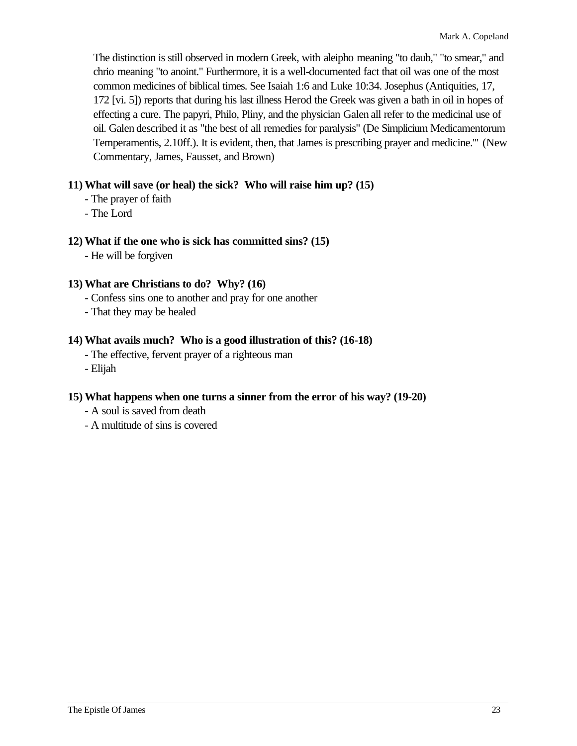The distinction is still observed in modern Greek, with aleipho meaning "to daub," "to smear," and chrio meaning "to anoint." Furthermore, it is a well-documented fact that oil was one of the most common medicines of biblical times. See Isaiah 1:6 and Luke 10:34. Josephus (Antiquities, 17, 172 [vi. 5]) reports that during his last illness Herod the Greek was given a bath in oil in hopes of effecting a cure. The papyri, Philo, Pliny, and the physician Galen all refer to the medicinal use of oil. Galen described it as "the best of all remedies for paralysis" (De Simplicium Medicamentorum Temperamentis, 2.10ff.). It is evident, then, that James is prescribing prayer and medicine."' (New Commentary, James, Fausset, and Brown)

**11) What will save (or heal) the sick? Who will raise him up? (15)**

- The prayer of faith
- The Lord

**12) What if the one who is sick has committed sins? (15)**

- He will be forgiven

**13) What are Christians to do? Why? (16)**

- Confess sins one to another and pray for one another
- That they may be healed

**14) What avails much? Who is a good illustration of this? (16-18)**

- The effective, fervent prayer of a righteous man
- Elijah

**15) What happens when one turns a sinner from the error of his way? (19-20)**

- A soul is saved from death
- A multitude of sins is covered